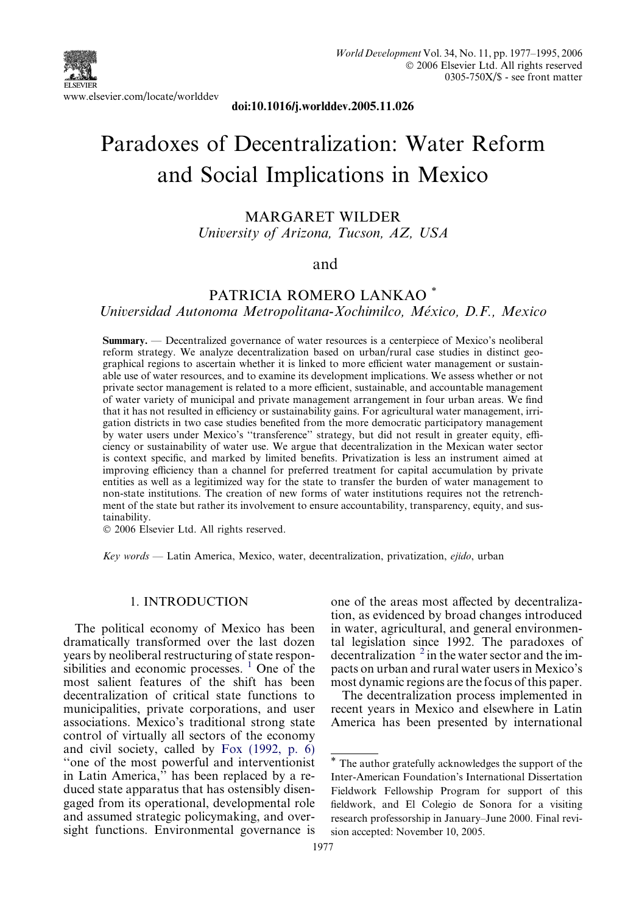www.elsevier.com/locate/worlddev

doi:10.1016/j.worlddev.2005.11.026

# Paradoxes of Decentralization: Water Reform and Social Implications in Mexico

MARGARET WILDER
*University of Arizona, Tucson, AZ, USA*

and

PATRICIA ROMERO LANKAO *
*Universidad Autonoma Metropolitana-Xochimilco, México, D.F., Mexico*

**Summary.** — Decentralized governance of water resources is a centerpiece of Mexico's neoliberal reform strategy. We analyze decentralization based on urban/rural case studies in distinct geographical regions to ascertain whether it is linked to more efficient water management or sustainable use of water resources, and to examine its development implications. We assess whether or not private sector management is related to a more efficient, sustainable, and accountable management of water variety of municipal and private management arrangement in four urban areas. We find that it has not resulted in efficiency or sustainability gains. For agricultural water management, irrigation districts in two case studies benefited from the more democratic participatory management by water users under Mexico's "transference" strategy, but did not result in greater equity, efficiency or sustainability of water use. We argue that decentralization in the Mexican water sector is context specific, and marked by limited benefits. Privatization is less an instrument aimed at improving efficiency than a channel for preferred treatment for capital accumulation by private entities as well as a legitimized way for the state to transfer the burden of water management to non-state institutions. The creation of new forms of water institutions requires not the retrenchment of the state but rather its involvement to ensure accountability, transparency, equity, and sustainability.
© 2006 Elsevier Ltd. All rights reserved.

*Key words* — Latin America, Mexico, water, decentralization, privatization, *ejido*, urban

## 1. INTRODUCTION

The political economy of Mexico has been dramatically transformed over the last dozen years by neoliberal restructuring of state responsibilities and economic processes. [1] One of the most salient features of the shift has been decentralization of critical state functions to municipalities, private corporations, and user associations. Mexico's traditional strong state control of virtually all sectors of the economy and civil society, called by Fox (1992, p. 6) "one of the most powerful and interventionist in Latin America," has been replaced by a reduced state apparatus that has ostensibly disengaged from its operational, developmental role and assumed strategic policymaking, and oversight functions. Environmental governance is one of the areas most affected by decentralization, as evidenced by broad changes introduced in water, agricultural, and general environmental legislation since 1992. The paradoxes of decentralization [2] in the water sector and the impacts on urban and rural water users in Mexico's most dynamic regions are the focus of this paper.

The decentralization process implemented in recent years in Mexico and elsewhere in Latin America has been presented by international

---

* The author gratefully acknowledges the support of the Inter-American Foundation's International Dissertation Fieldwork Fellowship Program for support of this fieldwork, and El Colegio de Sonora for a visiting research professorship in January–June 2000. Final revision accepted: November 10, 2005.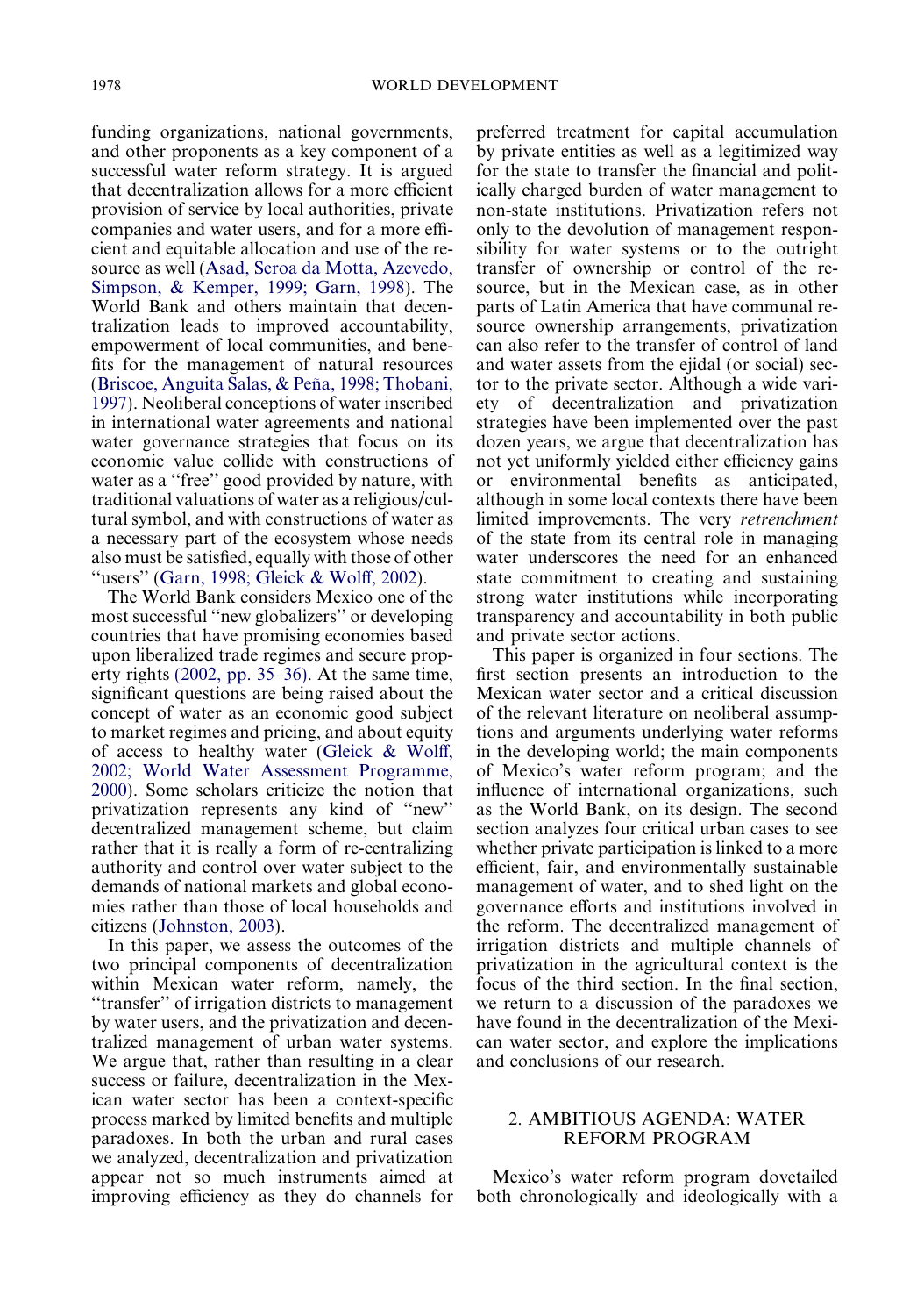funding organizations, national governments, and other proponents as a key component of a successful water reform strategy. It is argued that decentralization allows for a more efficient provision of service by local authorities, private companies and water users, and for a more efficient and equitable allocation and use of the resource as well (Asad, Seroa da Motta, Azevedo, Simpson, & Kemper, 1999; Garn, 1998). The World Bank and others maintain that decentralization leads to improved accountability, empowerment of local communities, and benefits for the management of natural resources (Briscoe, Anguita Salas, & Peña, 1998; Thobani, 1997). Neoliberal conceptions of water inscribed in international water agreements and national water governance strategies that focus on its economic value collide with constructions of water as a "free" good provided by nature, with traditional valuations of water as a religious/cultural symbol, and with constructions of water as a necessary part of the ecosystem whose needs also must be satisfied, equally with those of other "users" (Garn, 1998; Gleick & Wolff, 2002).

The World Bank considers Mexico one of the most successful "new globalizers" or developing countries that have promising economies based upon liberalized trade regimes and secure property rights (2002, pp. 35–36). At the same time, significant questions are being raised about the concept of water as an economic good subject to market regimes and pricing, and about equity of access to healthy water (Gleick & Wolff, 2002; World Water Assessment Programme, 2000). Some scholars criticize the notion that privatization represents any kind of "new" decentralized management scheme, but claim rather that it is really a form of re-centralizing authority and control over water subject to the demands of national markets and global economies rather than those of local households and citizens (Johnston, 2003).

In this paper, we assess the outcomes of the two principal components of decentralization within Mexican water reform, namely, the "transfer" of irrigation districts to management by water users, and the privatization and decentralized management of urban water systems. We argue that, rather than resulting in a clear success or failure, decentralization in the Mexican water sector has been a context-specific process marked by limited benefits and multiple paradoxes. In both the urban and rural cases we analyzed, decentralization and privatization appear not so much instruments aimed at improving efficiency as they do channels for preferred treatment for capital accumulation by private entities as well as a legitimized way for the state to transfer the financial and politically charged burden of water management to non-state institutions. Privatization refers not only to the devolution of management responsibility for water systems or to the outright transfer of ownership or control of the resource, but in the Mexican case, as in other parts of Latin America that have communal resource ownership arrangements, privatization can also refer to the transfer of control of land and water assets from the ejidal (or social) sector to the private sector. Although a wide variety of decentralization and privatization strategies have been implemented over the past dozen years, we argue that decentralization has not yet uniformly yielded either efficiency gains or environmental benefits as anticipated, although in some local contexts there have been limited improvements. The very *retrenchment* of the state from its central role in managing water underscores the need for an enhanced state commitment to creating and sustaining strong water institutions while incorporating transparency and accountability in both public and private sector actions.

This paper is organized in four sections. The first section presents an introduction to the Mexican water sector and a critical discussion of the relevant literature on neoliberal assumptions and arguments underlying water reforms in the developing world; the main components of Mexico's water reform program; and the influence of international organizations, such as the World Bank, on its design. The second section analyzes four critical urban cases to see whether private participation is linked to a more efficient, fair, and environmentally sustainable management of water, and to shed light on the governance efforts and institutions involved in the reform. The decentralized management of irrigation districts and multiple channels of privatization in the agricultural context is the focus of the third section. In the final section, we return to a discussion of the paradoxes we have found in the decentralization of the Mexican water sector, and explore the implications and conclusions of our research.

## 2. AMBITIOUS AGENDA: WATER REFORM PROGRAM

Mexico's water reform program dovetailed both chronologically and ideologically with a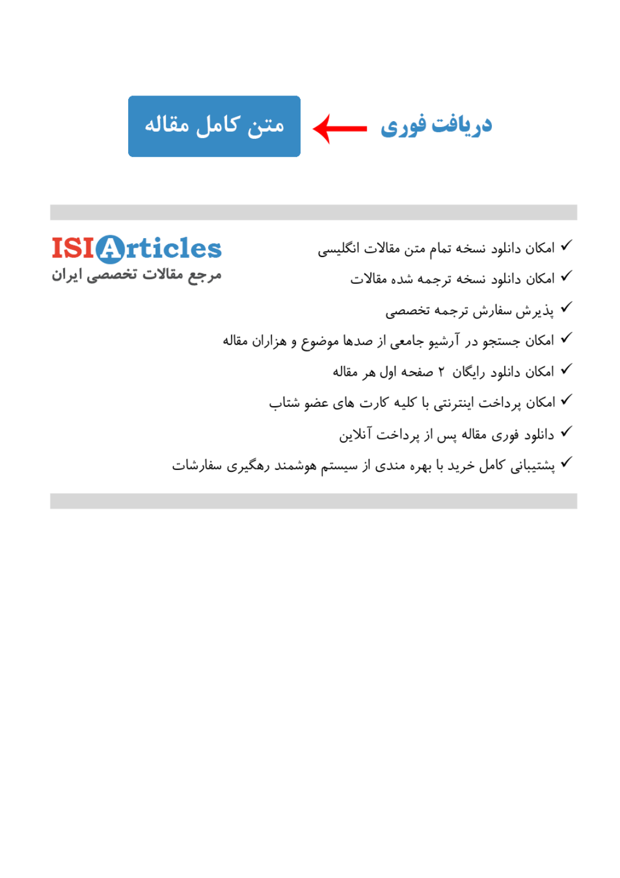دریافت فوری ← **متن کامل مقاله**

**ISIArticles**
مرجع مقالات تخصصی ایران

- ✓ امکان دانلود نسخه تمام متن مقالات انگلیسی
- ✓ امکان دانلود نسخه ترجمه شده مقالات
- ✓ پذیرش سفارش ترجمه تخصصی
- ✓ امکان جستجو در آرشیو جامعی از صدها موضوع و هزاران مقاله
- ✓ امکان دانلود رایگان ۲ صفحه اول هر مقاله
- ✓ امکان پرداخت اینترنتی با کلیه کارت های عضو شتاب
- ✓ دانلود فوری مقاله پس از پرداخت آنلاین
- ✓ پشتیبانی کامل خرید با بهره مندی از سیستم هوشمند رهگیری سفارشات